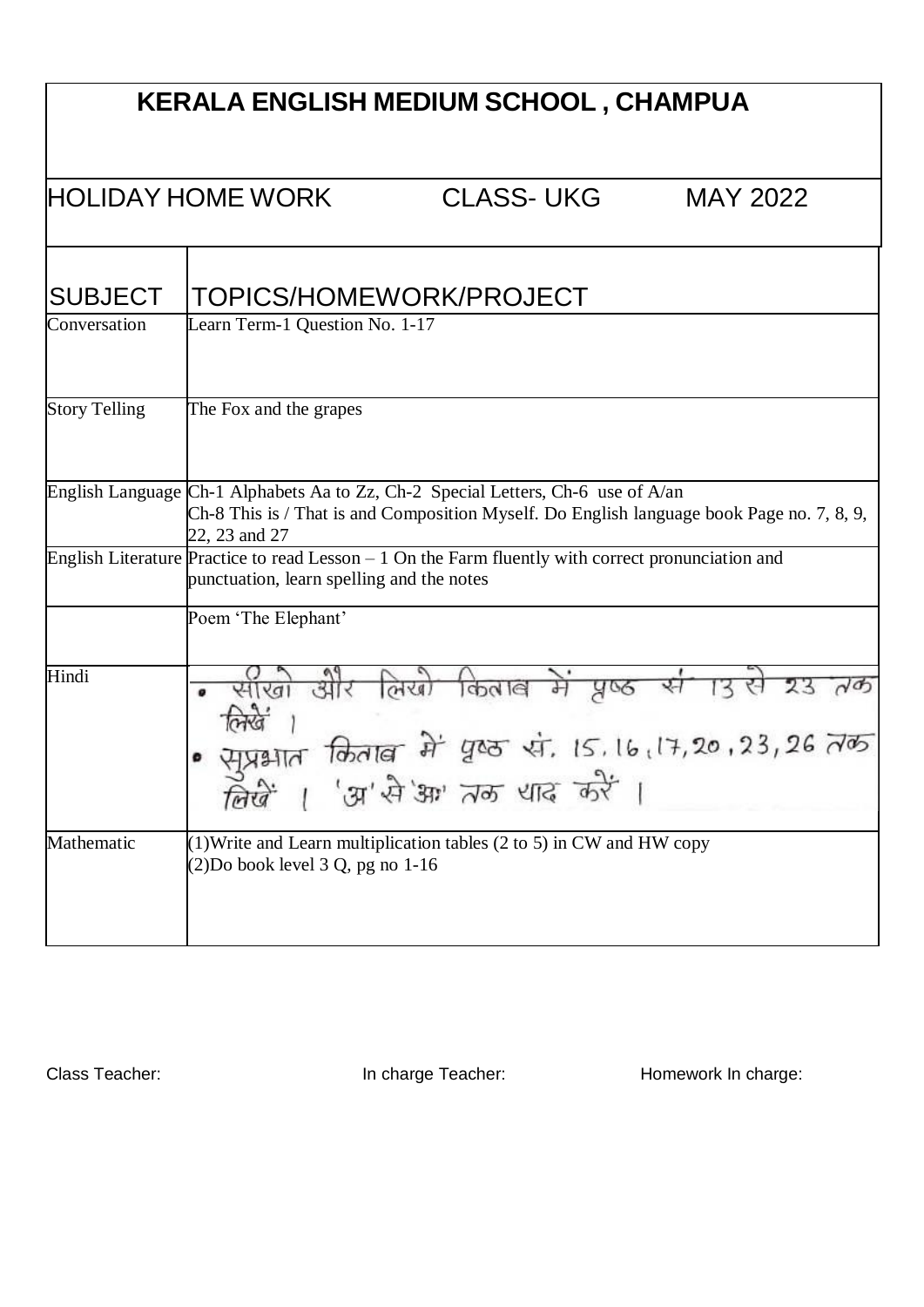# KERALA ENGLISH MEDIUM SCHOOL , CHAMPUA

## HOLIDAY HOME WORK CLASS- UKG MAY 2022

| SUBJECT | TOPICS/HOMEWORK/PROJECT |
|---|---|
| Conversation | Learn Term-1 Question No. 1-17 |
| Story Telling | The Fox and the grapes |
| English Language | Ch-1 Alphabets Aa to Zz, Ch-2 Special Letters, Ch-6 use of A/an<br>Ch-8 This is / That is and Composition Myself. Do English language book Page no. 7, 8, 9, 22, 23 and 27 |
| English Literature | Practice to read Lesson – 1 On the Farm fluently with correct pronunciation and punctuation, learn spelling and the notes |
| | Poem 'The Elephant' |
| Hindi | • सीखो और लिखो किताब में पृष्ठ सं 13 से 23 तक लिखें ।<br>• सुप्रभात किताब में पृष्ठ सं. 15, 16, 17, 20, 23, 26 तक लिखें । 'अ' से 'अः' तक याद करें । |
| Mathematic | (1)Write and Learn multiplication tables (2 to 5) in CW and HW copy<br>(2)Do book level 3 Q, pg no 1-16 |

Class Teacher: In charge Teacher: Homework In charge: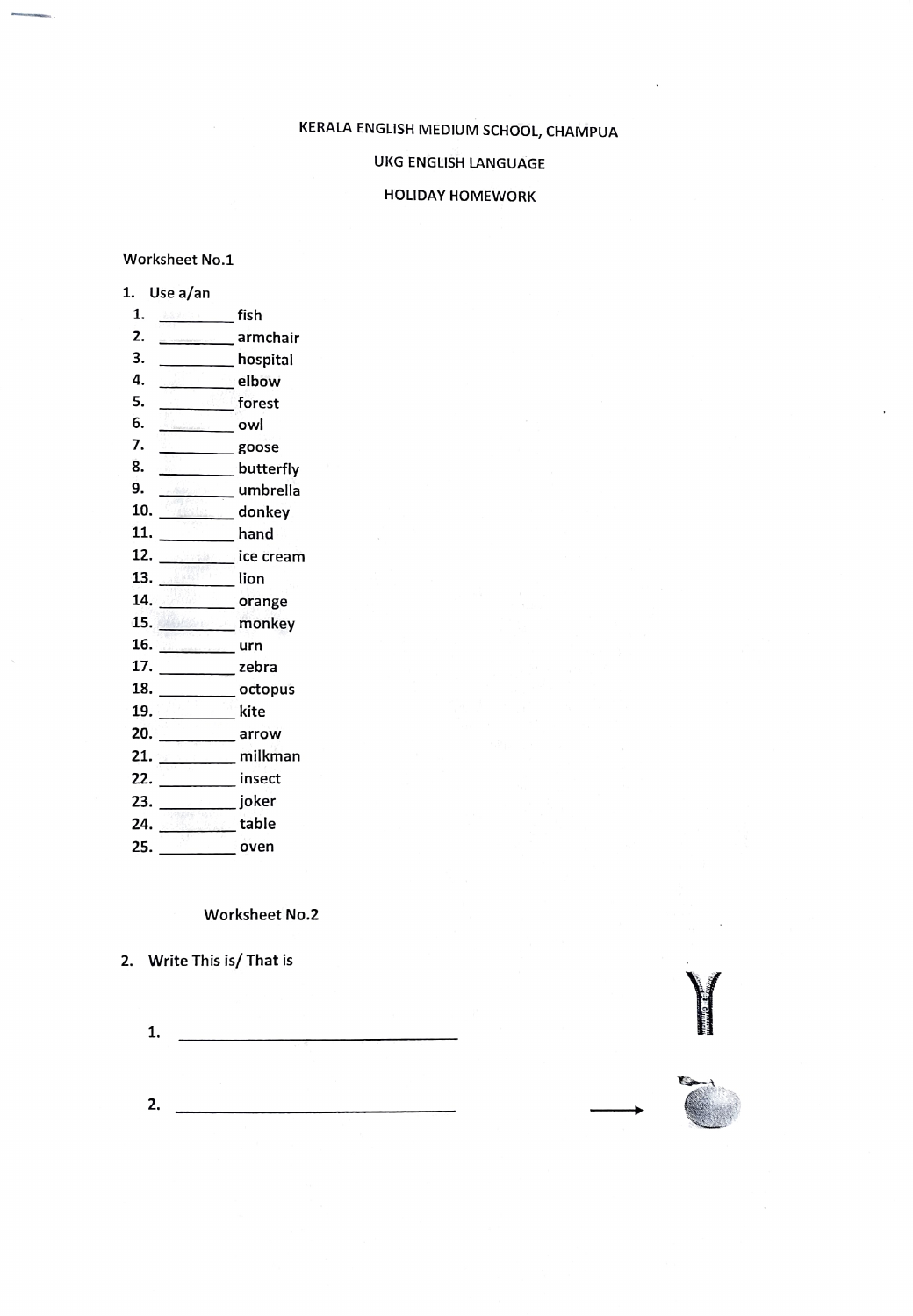KERALA ENGLISH MEDIUM SCHOOL, CHAMPUA

UKG ENGLISH LANGUAGE

HOLIDAY HOMEWORK

Worksheet No.1

1. Use a/an

1. ________ fish
2. ________ armchair
3. ________ hospital
4. ________ elbow
5. ________ forest
6. ________ owl
7. ________ goose
8. ________ butterfly
9. ________ umbrella
10. ________ donkey
11. ________ hand
12. ________ ice cream
13. ________ lion
14. ________ orange
15. ________ monkey
16. ________ urn
17. ________ zebra
18. ________ octopus
19. ________ kite
20. ________ arrow
21. ________ milkman
22. ________ insect
23. ________ joker
24. ________ table
25. ________ oven

Worksheet No.2

2. Write This is/ That is

1. ______________________________

2. ______________________________ ⟶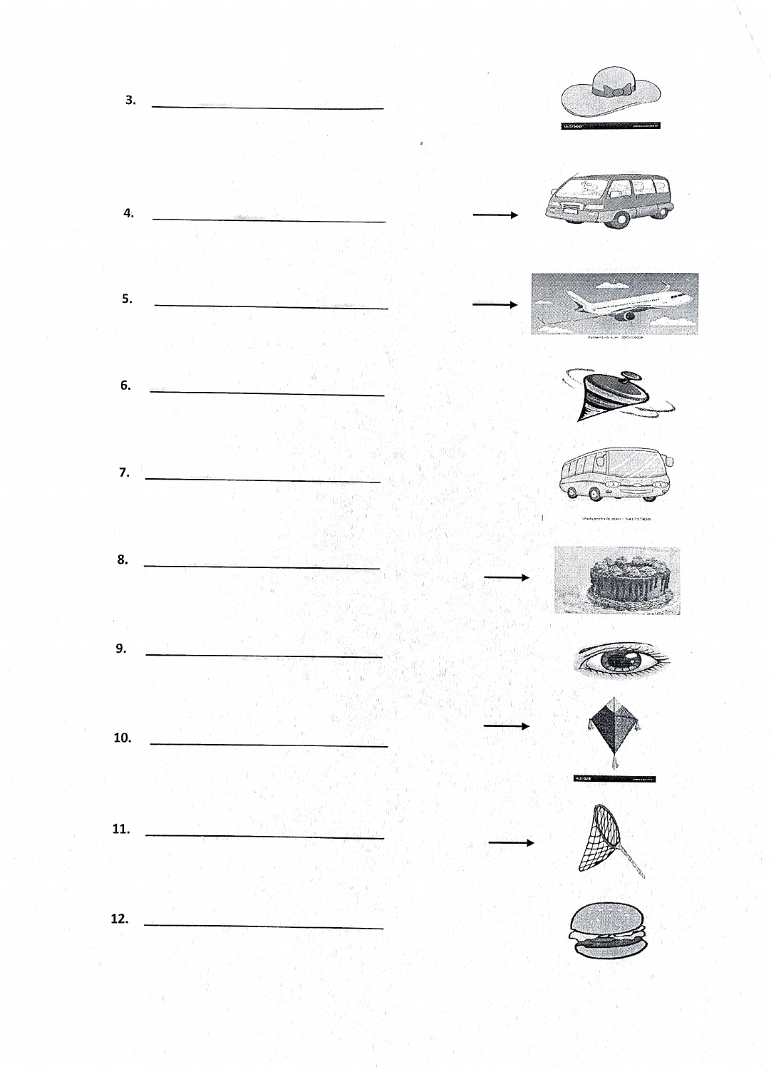3. ______________________________

4. ______________________________ →

5. ______________________________ →

6. ______________________________

7. ______________________________

8. ______________________________ →

9. ______________________________

10. ______________________________ →

11. ______________________________ →

12. ______________________________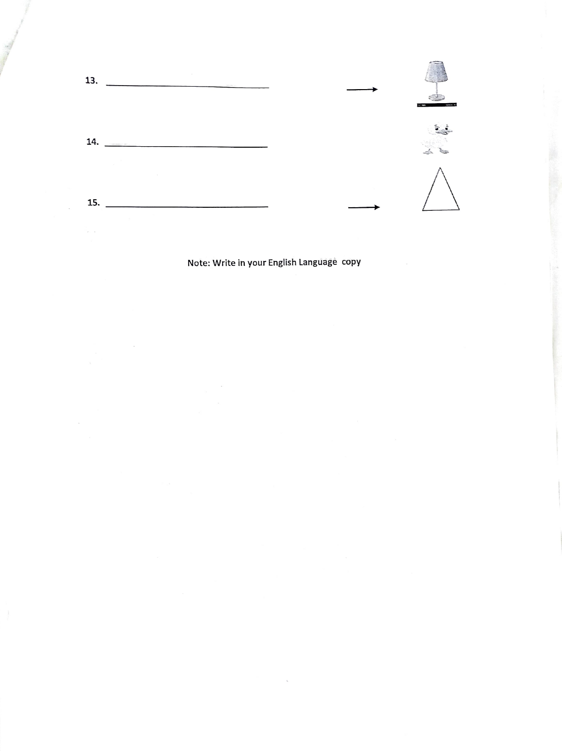13. ______________________________ →

14. ______________________________

15. ______________________________ →

Note: Write in your English Language copy